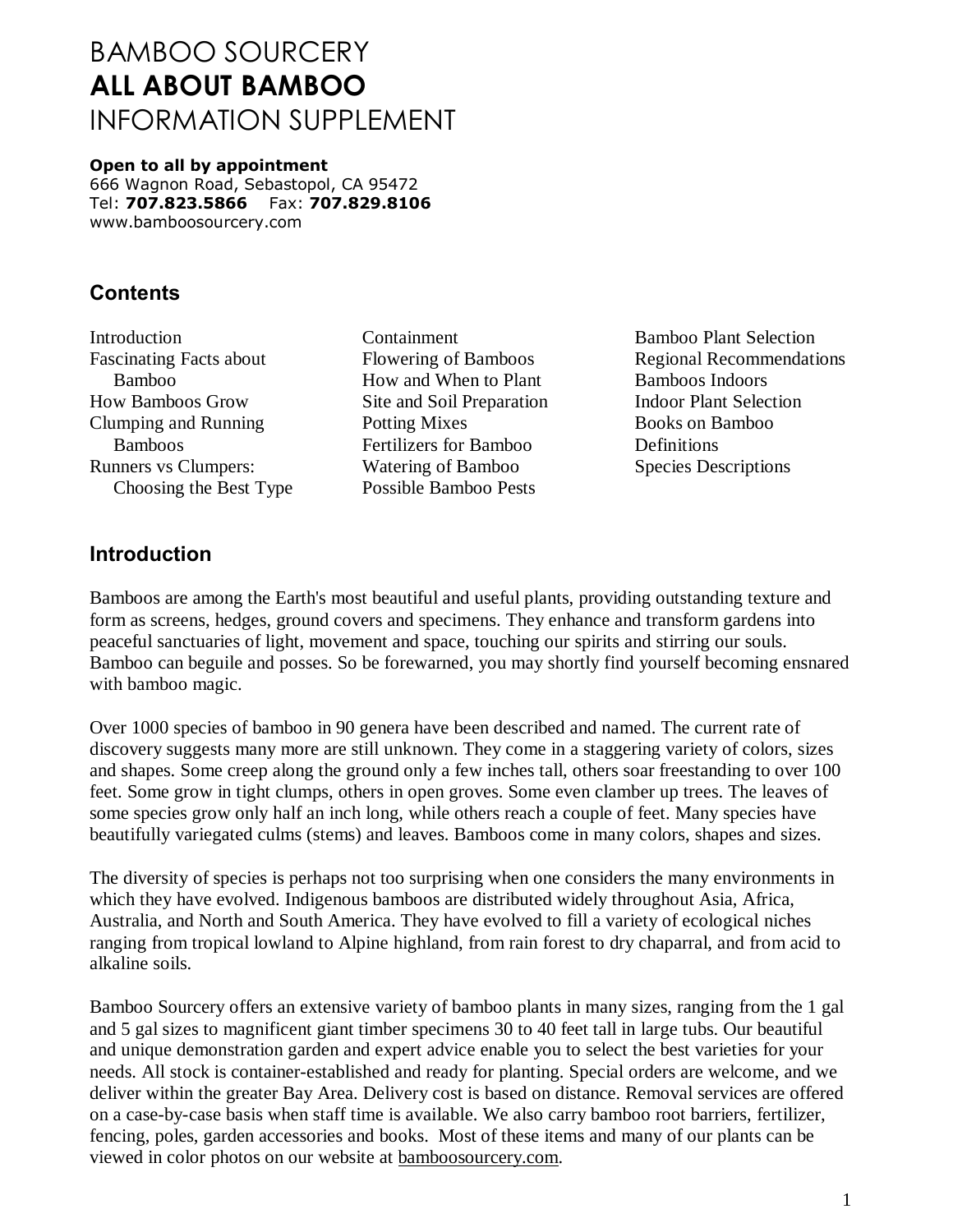# BAMBOO SOURCERY
# ALL ABOUT BAMBOO
# INFORMATION SUPPLEMENT

**Open to all by appointment**
666 Wagnon Road, Sebastopol, CA 95472
Tel: **707.823.5866** Fax: **707.829.8106**
www.bamboosourcery.com

## Contents

- Introduction
- Fascinating Facts about Bamboo
- How Bamboos Grow
- Clumping and Running Bamboos
- Runners vs Clumpers: Choosing the Best Type
- Containment
- Flowering of Bamboos
- How and When to Plant
- Site and Soil Preparation
- Potting Mixes
- Fertilizers for Bamboo
- Watering of Bamboo
- Possible Bamboo Pests
- Bamboo Plant Selection
- Regional Recommendations
- Bamboos Indoors
- Indoor Plant Selection
- Books on Bamboo
- Definitions
- Species Descriptions

## Introduction

Bamboos are among the Earth's most beautiful and useful plants, providing outstanding texture and form as screens, hedges, ground covers and specimens. They enhance and transform gardens into peaceful sanctuaries of light, movement and space, touching our spirits and stirring our souls. Bamboo can beguile and posses. So be forewarned, you may shortly find yourself becoming ensnared with bamboo magic.

Over 1000 species of bamboo in 90 genera have been described and named. The current rate of discovery suggests many more are still unknown. They come in a staggering variety of colors, sizes and shapes. Some creep along the ground only a few inches tall, others soar freestanding to over 100 feet. Some grow in tight clumps, others in open groves. Some even clamber up trees. The leaves of some species grow only half an inch long, while others reach a couple of feet. Many species have beautifully variegated culms (stems) and leaves. Bamboos come in many colors, shapes and sizes.

The diversity of species is perhaps not too surprising when one considers the many environments in which they have evolved. Indigenous bamboos are distributed widely throughout Asia, Africa, Australia, and North and South America. They have evolved to fill a variety of ecological niches ranging from tropical lowland to Alpine highland, from rain forest to dry chaparral, and from acid to alkaline soils.

Bamboo Sourcery offers an extensive variety of bamboo plants in many sizes, ranging from the 1 gal and 5 gal sizes to magnificent giant timber specimens 30 to 40 feet tall in large tubs. Our beautiful and unique demonstration garden and expert advice enable you to select the best varieties for your needs. All stock is container-established and ready for planting. Special orders are welcome, and we deliver within the greater Bay Area. Delivery cost is based on distance. Removal services are offered on a case-by-case basis when staff time is available. We also carry bamboo root barriers, fertilizer, fencing, poles, garden accessories and books. Most of these items and many of our plants can be viewed in color photos on our website at bamboosourcery.com.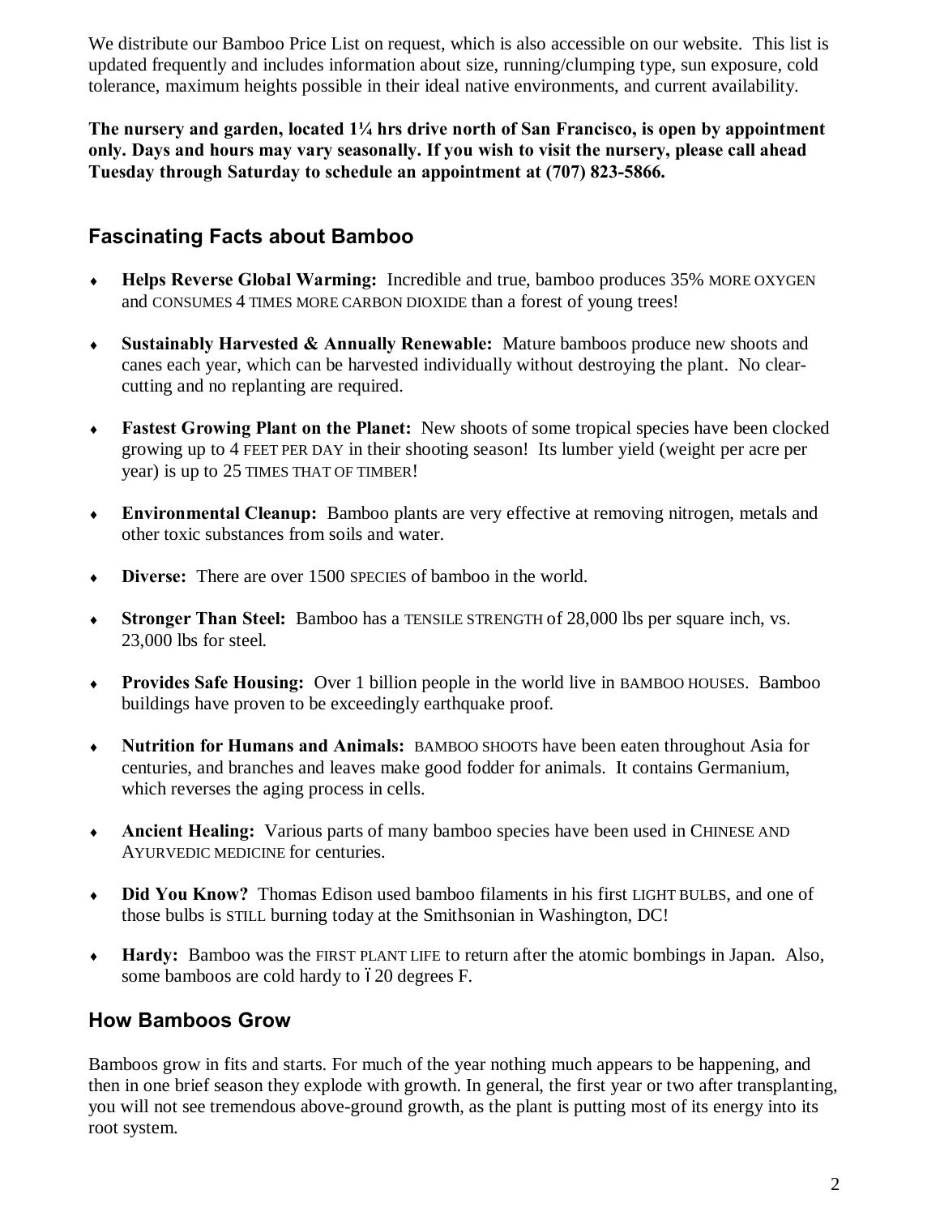We distribute our Bamboo Price List on request, which is also accessible on our website. This list is updated frequently and includes information about size, running/clumping type, sun exposure, cold tolerance, maximum heights possible in their ideal native environments, and current availability.

**The nursery and garden, located 1¼ hrs drive north of San Francisco, is open by appointment only. Days and hours may vary seasonally. If you wish to visit the nursery, please call ahead Tuesday through Saturday to schedule an appointment at (707) 823-5866.**

## Fascinating Facts about Bamboo

- **Helps Reverse Global Warming:** Incredible and true, bamboo produces 35% MORE OXYGEN and CONSUMES 4 TIMES MORE CARBON DIOXIDE than a forest of young trees!
- **Sustainably Harvested & Annually Renewable:** Mature bamboos produce new shoots and canes each year, which can be harvested individually without destroying the plant. No clear-cutting and no replanting are required.
- **Fastest Growing Plant on the Planet:** New shoots of some tropical species have been clocked growing up to 4 FEET PER DAY in their shooting season! Its lumber yield (weight per acre per year) is up to 25 TIMES THAT OF TIMBER!
- **Environmental Cleanup:** Bamboo plants are very effective at removing nitrogen, metals and other toxic substances from soils and water.
- **Diverse:** There are over 1500 SPECIES of bamboo in the world.
- **Stronger Than Steel:** Bamboo has a TENSILE STRENGTH of 28,000 lbs per square inch, vs. 23,000 lbs for steel.
- **Provides Safe Housing:** Over 1 billion people in the world live in BAMBOO HOUSES. Bamboo buildings have proven to be exceedingly earthquake proof.
- **Nutrition for Humans and Animals:** BAMBOO SHOOTS have been eaten throughout Asia for centuries, and branches and leaves make good fodder for animals. It contains Germanium, which reverses the aging process in cells.
- **Ancient Healing:** Various parts of many bamboo species have been used in CHINESE AND AYURVEDIC MEDICINE for centuries.
- **Did You Know?** Thomas Edison used bamboo filaments in his first LIGHT BULBS, and one of those bulbs is STILL burning today at the Smithsonian in Washington, DC!
- **Hardy:** Bamboo was the FIRST PLANT LIFE to return after the atomic bombings in Japan. Also, some bamboos are cold hardy to –20 degrees F.

## How Bamboos Grow

Bamboos grow in fits and starts. For much of the year nothing much appears to be happening, and then in one brief season they explode with growth. In general, the first year or two after transplanting, you will not see tremendous above-ground growth, as the plant is putting most of its energy into its root system.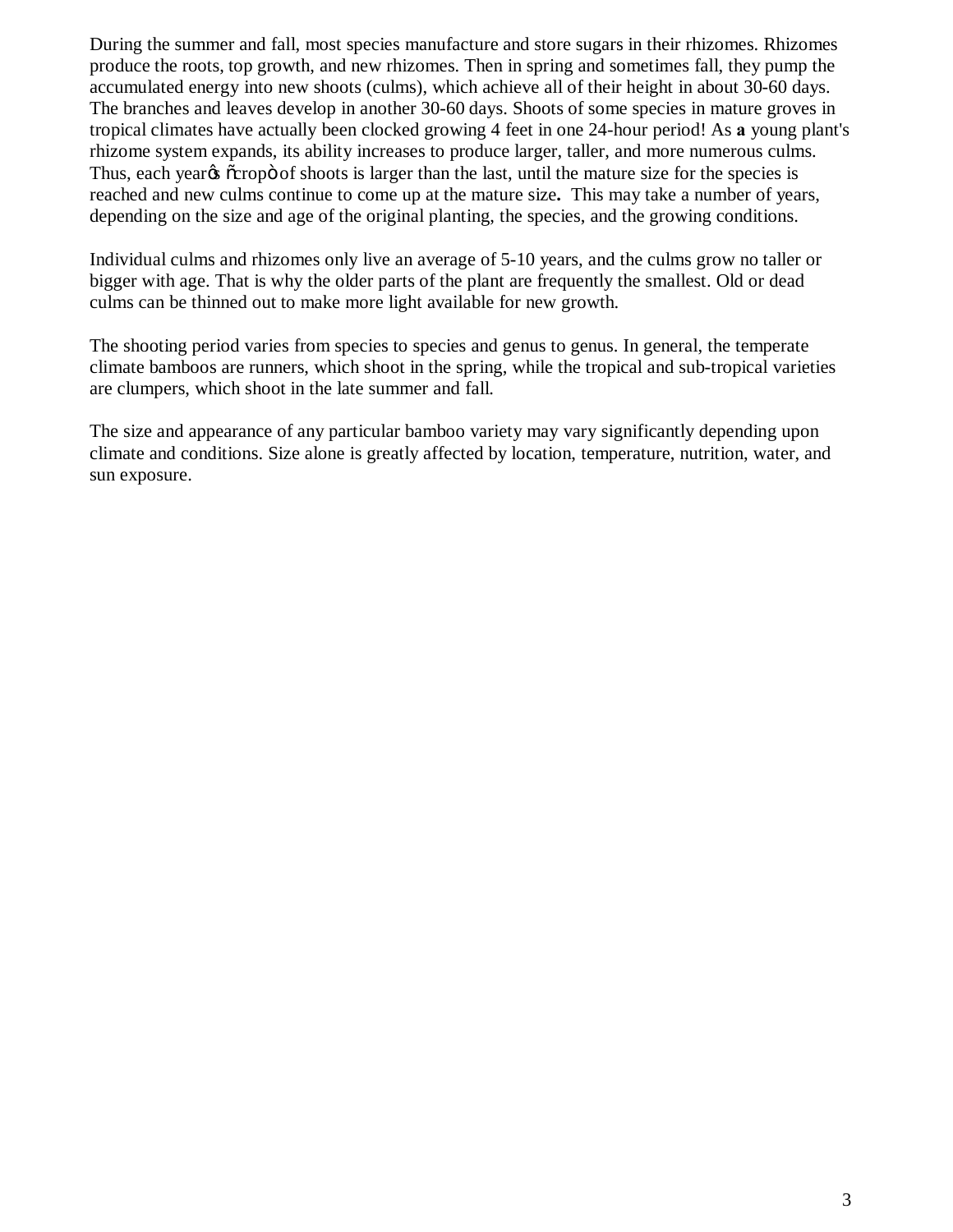During the summer and fall, most species manufacture and store sugars in their rhizomes. Rhizomes produce the roots, top growth, and new rhizomes. Then in spring and sometimes fall, they pump the accumulated energy into new shoots (culms), which achieve all of their height in about 30-60 days. The branches and leaves develop in another 30-60 days. Shoots of some species in mature groves in tropical climates have actually been clocked growing 4 feet in one 24-hour period! As **a** young plant's rhizome system expands, its ability increases to produce larger, taller, and more numerous culms. Thus, each year's "crop" of shoots is larger than the last, until the mature size for the species is reached and new culms continue to come up at the mature size**.** This may take a number of years, depending on the size and age of the original planting, the species, and the growing conditions.

Individual culms and rhizomes only live an average of 5-10 years, and the culms grow no taller or bigger with age. That is why the older parts of the plant are frequently the smallest. Old or dead culms can be thinned out to make more light available for new growth.

The shooting period varies from species to species and genus to genus. In general, the temperate climate bamboos are runners, which shoot in the spring, while the tropical and sub-tropical varieties are clumpers, which shoot in the late summer and fall.

The size and appearance of any particular bamboo variety may vary significantly depending upon climate and conditions. Size alone is greatly affected by location, temperature, nutrition, water, and sun exposure.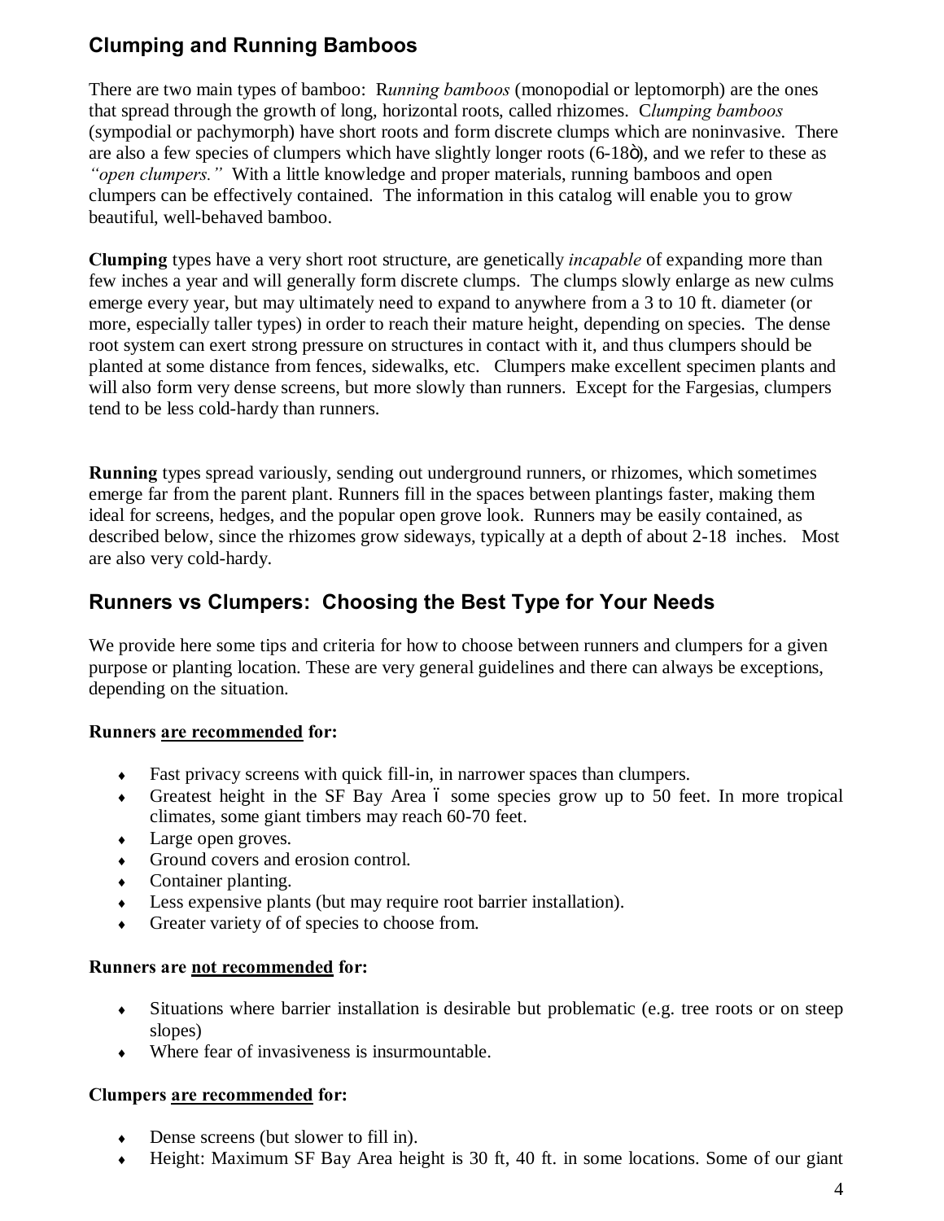## Clumping and Running Bamboos

There are two main types of bamboo: R*unning bamboos* (monopodial or leptomorph) are the ones that spread through the growth of long, horizontal roots, called rhizomes. C*lumping bamboos* (sympodial or pachymorph) have short roots and form discrete clumps which are noninvasive. There are also a few species of clumpers which have slightly longer roots (6-18ö), and we refer to these as *"open clumpers."* With a little knowledge and proper materials, running bamboos and open clumpers can be effectively contained. The information in this catalog will enable you to grow beautiful, well-behaved bamboo.

**Clumping** types have a very short root structure, are genetically *incapable* of expanding more than few inches a year and will generally form discrete clumps. The clumps slowly enlarge as new culms emerge every year, but may ultimately need to expand to anywhere from a 3 to 10 ft. diameter (or more, especially taller types) in order to reach their mature height, depending on species. The dense root system can exert strong pressure on structures in contact with it, and thus clumpers should be planted at some distance from fences, sidewalks, etc. Clumpers make excellent specimen plants and will also form very dense screens, but more slowly than runners. Except for the Fargesias, clumpers tend to be less cold-hardy than runners.

**Running** types spread variously, sending out underground runners, or rhizomes, which sometimes emerge far from the parent plant. Runners fill in the spaces between plantings faster, making them ideal for screens, hedges, and the popular open grove look. Runners may be easily contained, as described below, since the rhizomes grow sideways, typically at a depth of about 2-18 inches. Most are also very cold-hardy.

## Runners vs Clumpers: Choosing the Best Type for Your Needs

We provide here some tips and criteria for how to choose between runners and clumpers for a given purpose or planting location. These are very general guidelines and there can always be exceptions, depending on the situation.

**Runners <u>are recommended</u> for:**

- Fast privacy screens with quick fill-in, in narrower spaces than clumpers.
- Greatest height in the SF Bay Area ó some species grow up to 50 feet. In more tropical climates, some giant timbers may reach 60-70 feet.
- Large open groves.
- Ground covers and erosion control.
- Container planting.
- Less expensive plants (but may require root barrier installation).
- Greater variety of of species to choose from.

**Runners are <u>not recommended</u> for:**

- Situations where barrier installation is desirable but problematic (e.g. tree roots or on steep slopes)
- Where fear of invasiveness is insurmountable.

**Clumpers <u>are recommended</u> for:**

- Dense screens (but slower to fill in).
- Height: Maximum SF Bay Area height is 30 ft, 40 ft. in some locations. Some of our giant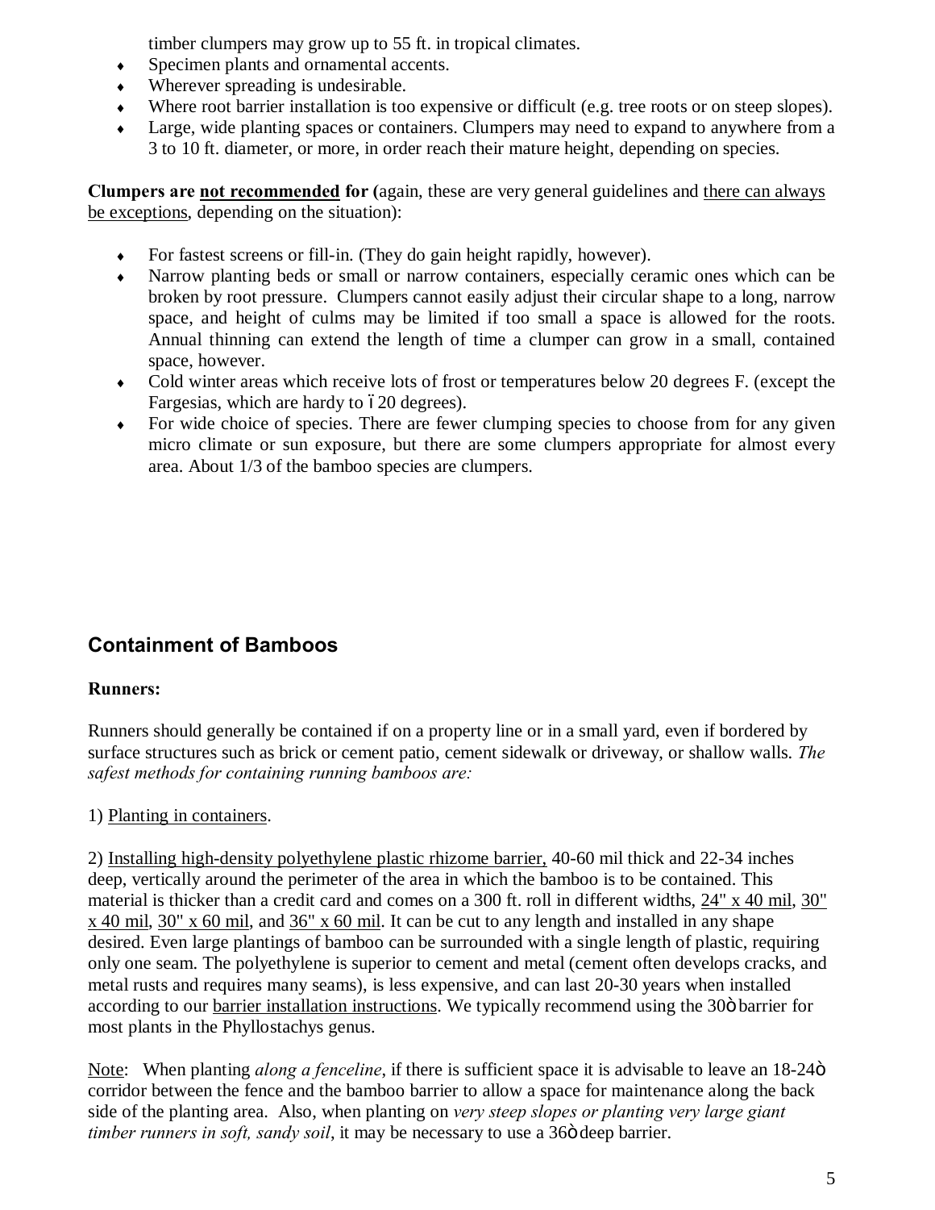timber clumpers may grow up to 55 ft. in tropical climates.

- Specimen plants and ornamental accents.
- Wherever spreading is undesirable.
- Where root barrier installation is too expensive or difficult (e.g. tree roots or on steep slopes).
- Large, wide planting spaces or containers. Clumpers may need to expand to anywhere from a 3 to 10 ft. diameter, or more, in order reach their mature height, depending on species.

**Clumpers are <u>not recommended</u> for (**again, these are very general guidelines and <u>there can always be exceptions</u>, depending on the situation):

- For fastest screens or fill-in. (They do gain height rapidly, however).
- Narrow planting beds or small or narrow containers, especially ceramic ones which can be broken by root pressure. Clumpers cannot easily adjust their circular shape to a long, narrow space, and height of culms may be limited if too small a space is allowed for the roots. Annual thinning can extend the length of time a clumper can grow in a small, contained space, however.
- Cold winter areas which receive lots of frost or temperatures below 20 degrees F. (except the Fargesias, which are hardy to –20 degrees).
- For wide choice of species. There are fewer clumping species to choose from for any given micro climate or sun exposure, but there are some clumpers appropriate for almost every area. About 1/3 of the bamboo species are clumpers.

## Containment of Bamboos

**Runners:**

Runners should generally be contained if on a property line or in a small yard, even if bordered by surface structures such as brick or cement patio, cement sidewalk or driveway, or shallow walls. *The safest methods for containing running bamboos are:*

1) <u>Planting in containers</u>.

2) <u>Installing high-density polyethylene plastic rhizome barrier,</u> 40-60 mil thick and 22-34 inches deep, vertically around the perimeter of the area in which the bamboo is to be contained. This material is thicker than a credit card and comes on a 300 ft. roll in different widths, <u>24" x 40 mil</u>, <u>30" x 40 mil</u>, <u>30" x 60 mil</u>, and <u>36" x 60 mil</u>. It can be cut to any length and installed in any shape desired. Even large plantings of bamboo can be surrounded with a single length of plastic, requiring only one seam. The polyethylene is superior to cement and metal (cement often develops cracks, and metal rusts and requires many seams), is less expensive, and can last 20-30 years when installed according to our <u>barrier installation instructions</u>. We typically recommend using the 30" barrier for most plants in the Phyllostachys genus.

<u>Note</u>: When planting *along a fenceline*, if there is sufficient space it is advisable to leave an 18-24" corridor between the fence and the bamboo barrier to allow a space for maintenance along the back side of the planting area. Also, when planting on *very steep slopes or planting very large giant timber runners in soft, sandy soil*, it may be necessary to use a 36" deep barrier.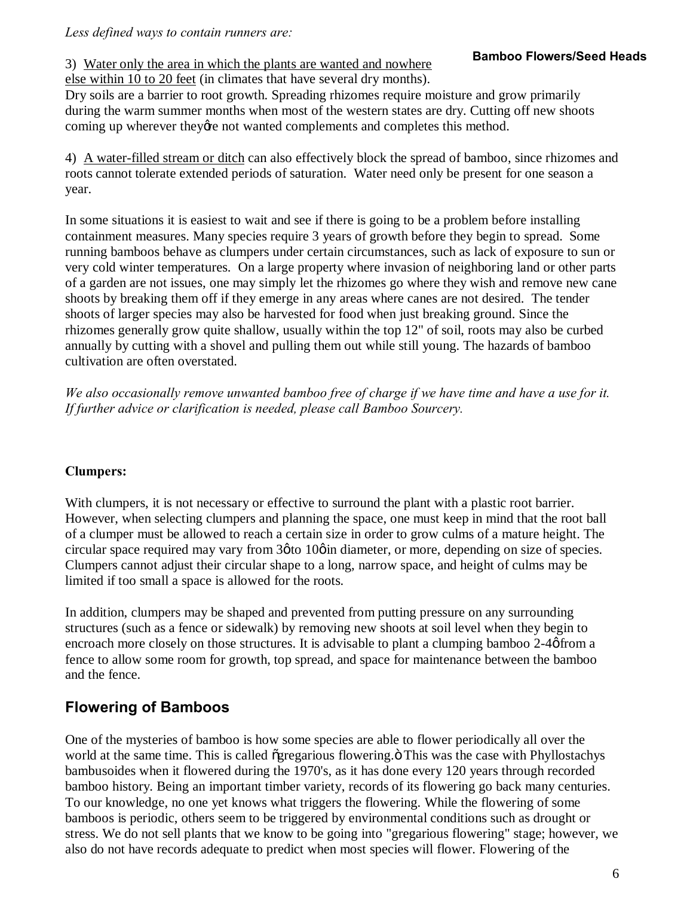*Less defined ways to contain runners are:*

**Bamboo Flowers/Seed Heads**

3) Water only the area in which the plants are wanted and nowhere else within 10 to 20 feet (in climates that have several dry months). Dry soils are a barrier to root growth. Spreading rhizomes require moisture and grow primarily during the warm summer months when most of the western states are dry. Cutting off new shoots coming up wherever they're not wanted complements and completes this method.

4) A water-filled stream or ditch can also effectively block the spread of bamboo, since rhizomes and roots cannot tolerate extended periods of saturation. Water need only be present for one season a year.

In some situations it is easiest to wait and see if there is going to be a problem before installing containment measures. Many species require 3 years of growth before they begin to spread. Some running bamboos behave as clumpers under certain circumstances, such as lack of exposure to sun or very cold winter temperatures. On a large property where invasion of neighboring land or other parts of a garden are not issues, one may simply let the rhizomes go where they wish and remove new cane shoots by breaking them off if they emerge in any areas where canes are not desired. The tender shoots of larger species may also be harvested for food when just breaking ground. Since the rhizomes generally grow quite shallow, usually within the top 12" of soil, roots may also be curbed annually by cutting with a shovel and pulling them out while still young. The hazards of bamboo cultivation are often overstated.

*We also occasionally remove unwanted bamboo free of charge if we have time and have a use for it. If further advice or clarification is needed, please call Bamboo Sourcery.*

**Clumpers:**

With clumpers, it is not necessary or effective to surround the plant with a plastic root barrier. However, when selecting clumpers and planning the space, one must keep in mind that the root ball of a clumper must be allowed to reach a certain size in order to grow culms of a mature height. The circular space required may vary from 3' to 10' in diameter, or more, depending on size of species. Clumpers cannot adjust their circular shape to a long, narrow space, and height of culms may be limited if too small a space is allowed for the roots.

In addition, clumpers may be shaped and prevented from putting pressure on any surrounding structures (such as a fence or sidewalk) by removing new shoots at soil level when they begin to encroach more closely on those structures. It is advisable to plant a clumping bamboo 2-4' from a fence to allow some room for growth, top spread, and space for maintenance between the bamboo and the fence.

## Flowering of Bamboos

One of the mysteries of bamboo is how some species are able to flower periodically all over the world at the same time. This is called "gregarious flowering." This was the case with Phyllostachys bambusoides when it flowered during the 1970's, as it has done every 120 years through recorded bamboo history. Being an important timber variety, records of its flowering go back many centuries. To our knowledge, no one yet knows what triggers the flowering. While the flowering of some bamboos is periodic, others seem to be triggered by environmental conditions such as drought or stress. We do not sell plants that we know to be going into "gregarious flowering" stage; however, we also do not have records adequate to predict when most species will flower. Flowering of the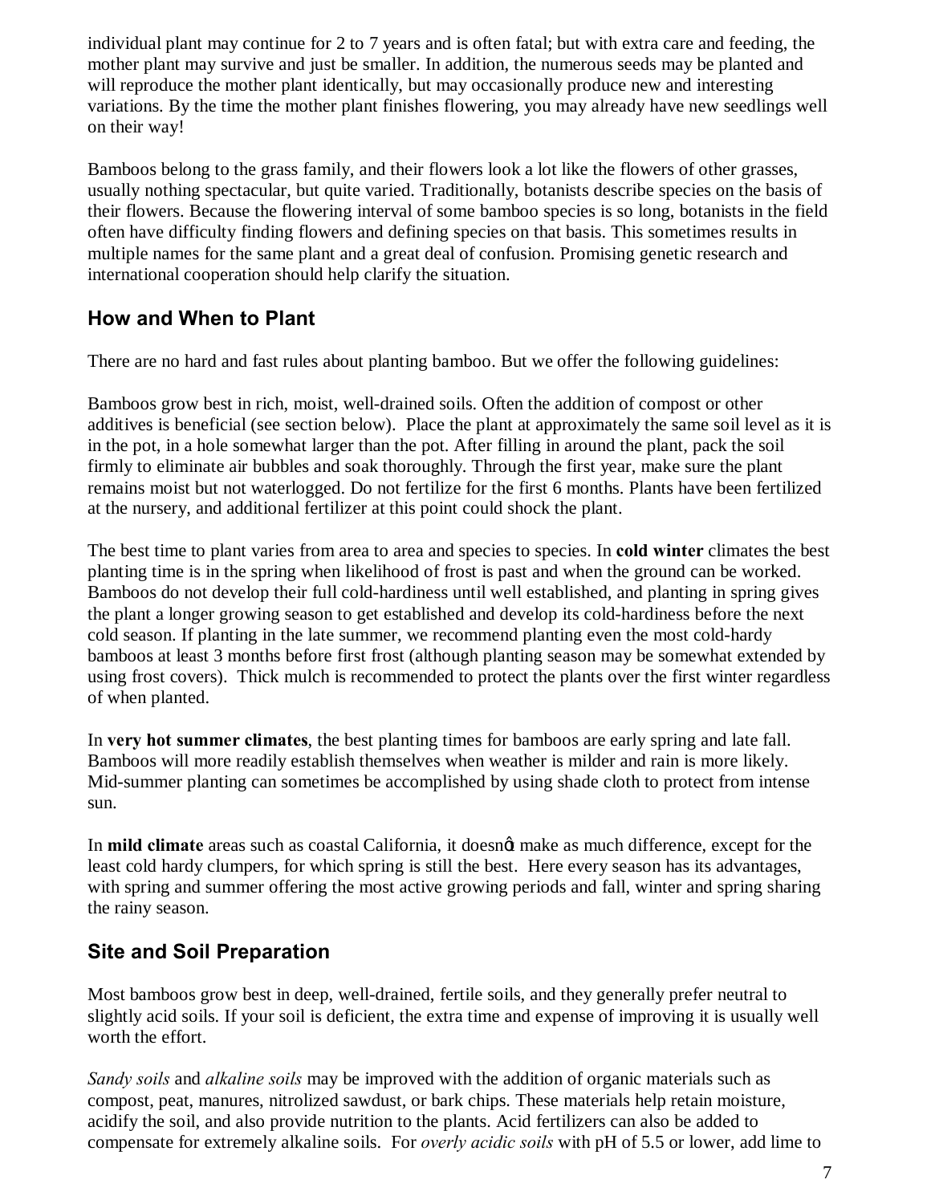individual plant may continue for 2 to 7 years and is often fatal; but with extra care and feeding, the mother plant may survive and just be smaller. In addition, the numerous seeds may be planted and will reproduce the mother plant identically, but may occasionally produce new and interesting variations. By the time the mother plant finishes flowering, you may already have new seedlings well on their way!

Bamboos belong to the grass family, and their flowers look a lot like the flowers of other grasses, usually nothing spectacular, but quite varied. Traditionally, botanists describe species on the basis of their flowers. Because the flowering interval of some bamboo species is so long, botanists in the field often have difficulty finding flowers and defining species on that basis. This sometimes results in multiple names for the same plant and a great deal of confusion. Promising genetic research and international cooperation should help clarify the situation.

## How and When to Plant

There are no hard and fast rules about planting bamboo. But we offer the following guidelines:

Bamboos grow best in rich, moist, well-drained soils. Often the addition of compost or other additives is beneficial (see section below). Place the plant at approximately the same soil level as it is in the pot, in a hole somewhat larger than the pot. After filling in around the plant, pack the soil firmly to eliminate air bubbles and soak thoroughly. Through the first year, make sure the plant remains moist but not waterlogged. Do not fertilize for the first 6 months. Plants have been fertilized at the nursery, and additional fertilizer at this point could shock the plant.

The best time to plant varies from area to area and species to species. In **cold winter** climates the best planting time is in the spring when likelihood of frost is past and when the ground can be worked. Bamboos do not develop their full cold-hardiness until well established, and planting in spring gives the plant a longer growing season to get established and develop its cold-hardiness before the next cold season. If planting in the late summer, we recommend planting even the most cold-hardy bamboos at least 3 months before first frost (although planting season may be somewhat extended by using frost covers). Thick mulch is recommended to protect the plants over the first winter regardless of when planted.

In **very hot summer climates**, the best planting times for bamboos are early spring and late fall. Bamboos will more readily establish themselves when weather is milder and rain is more likely. Mid-summer planting can sometimes be accomplished by using shade cloth to protect from intense sun.

In **mild climate** areas such as coastal California, it doesn't make as much difference, except for the least cold hardy clumpers, for which spring is still the best. Here every season has its advantages, with spring and summer offering the most active growing periods and fall, winter and spring sharing the rainy season.

## Site and Soil Preparation

Most bamboos grow best in deep, well-drained, fertile soils, and they generally prefer neutral to slightly acid soils. If your soil is deficient, the extra time and expense of improving it is usually well worth the effort.

*Sandy soils* and *alkaline soils* may be improved with the addition of organic materials such as compost, peat, manures, nitrolized sawdust, or bark chips. These materials help retain moisture, acidify the soil, and also provide nutrition to the plants. Acid fertilizers can also be added to compensate for extremely alkaline soils. For *overly acidic soils* with pH of 5.5 or lower, add lime to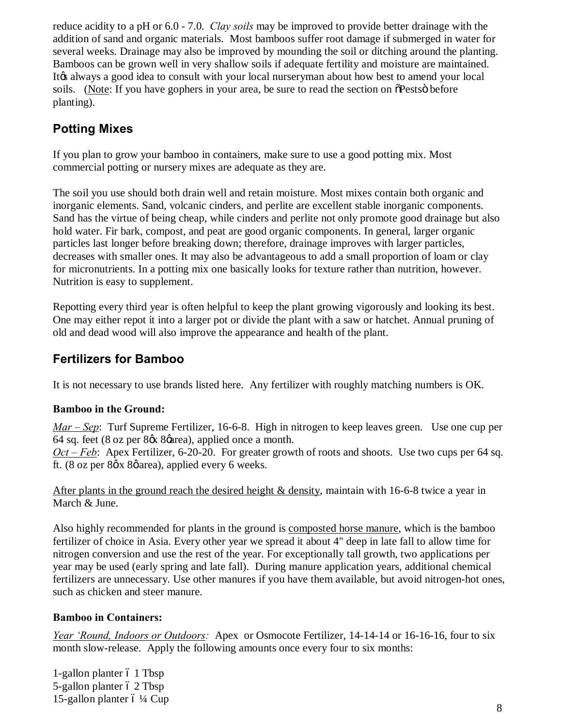reduce acidity to a pH or 6.0 - 7.0. *Clay soils* may be improved to provide better drainage with the addition of sand and organic materials. Most bamboos suffer root damage if submerged in water for several weeks. Drainage may also be improved by mounding the soil or ditching around the planting. Bamboos can be grown well in very shallow soils if adequate fertility and moisture are maintained. It's always a good idea to consult with your local nurseryman about how best to amend your local soils. (Note: If you have gophers in your area, be sure to read the section on "Pests" before planting).

## Potting Mixes

If you plan to grow your bamboo in containers, make sure to use a good potting mix. Most commercial potting or nursery mixes are adequate as they are.

The soil you use should both drain well and retain moisture. Most mixes contain both organic and inorganic elements. Sand, volcanic cinders, and perlite are excellent stable inorganic components. Sand has the virtue of being cheap, while cinders and perlite not only promote good drainage but also hold water. Fir bark, compost, and peat are good organic components. In general, larger organic particles last longer before breaking down; therefore, drainage improves with larger particles, decreases with smaller ones. It may also be advantageous to add a small proportion of loam or clay for micronutrients. In a potting mix one basically looks for texture rather than nutrition, however. Nutrition is easy to supplement.

Repotting every third year is often helpful to keep the plant growing vigorously and looking its best. One may either repot it into a larger pot or divide the plant with a saw or hatchet. Annual pruning of old and dead wood will also improve the appearance and health of the plant.

## Fertilizers for Bamboo

It is not necessary to use brands listed here. Any fertilizer with roughly matching numbers is OK.

**Bamboo in the Ground:**

*Mar – Sep*: Turf Supreme Fertilizer, 16-6-8. High in nitrogen to keep leaves green. Use one cup per 64 sq. feet (8 oz per 8' x 8' area), applied once a month.
*Oct – Feb*: Apex Fertilizer, 6-20-20. For greater growth of roots and shoots. Use two cups per 64 sq. ft. (8 oz per 8' x 8' area), applied every 6 weeks.

After plants in the ground reach the desired height & density, maintain with 16-6-8 twice a year in March & June.

Also highly recommended for plants in the ground is composted horse manure, which is the bamboo fertilizer of choice in Asia. Every other year we spread it about 4" deep in late fall to allow time for nitrogen conversion and use the rest of the year. For exceptionally tall growth, two applications per year may be used (early spring and late fall). During manure application years, additional chemical fertilizers are unnecessary. Use other manures if you have them available, but avoid nitrogen-hot ones, such as chicken and steer manure.

**Bamboo in Containers:**

*Year 'Round, Indoors or Outdoors:* Apex or Osmocote Fertilizer, 14-14-14 or 16-16-16, four to six month slow-release. Apply the following amounts once every four to six months:

1-gallon planter – 1 Tbsp
5-gallon planter – 2 Tbsp
15-gallon planter – ¼ Cup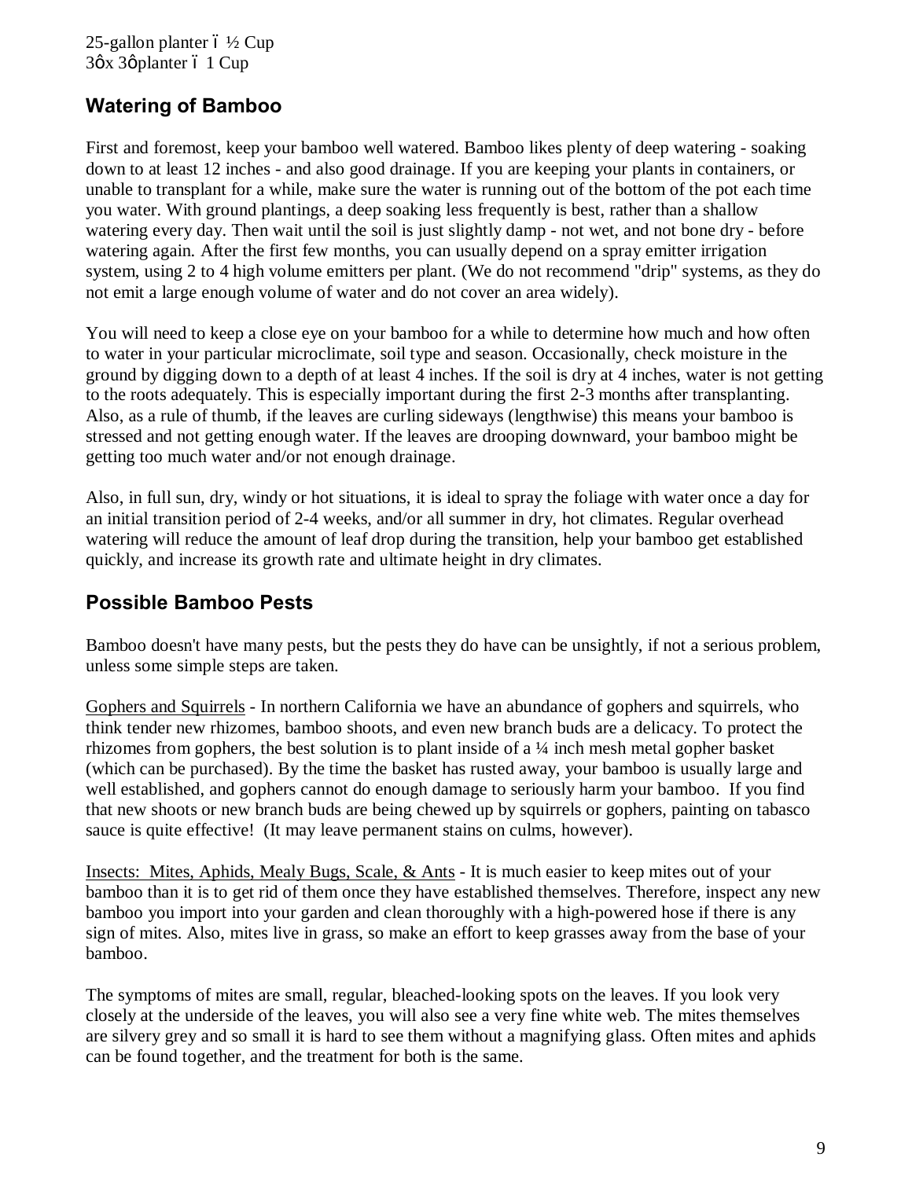25-gallon planter – ½ Cup
3' x 3' planter – 1 Cup

## Watering of Bamboo

First and foremost, keep your bamboo well watered. Bamboo likes plenty of deep watering - soaking down to at least 12 inches - and also good drainage. If you are keeping your plants in containers, or unable to transplant for a while, make sure the water is running out of the bottom of the pot each time you water. With ground plantings, a deep soaking less frequently is best, rather than a shallow watering every day. Then wait until the soil is just slightly damp - not wet, and not bone dry - before watering again. After the first few months, you can usually depend on a spray emitter irrigation system, using 2 to 4 high volume emitters per plant. (We do not recommend "drip" systems, as they do not emit a large enough volume of water and do not cover an area widely).

You will need to keep a close eye on your bamboo for a while to determine how much and how often to water in your particular microclimate, soil type and season. Occasionally, check moisture in the ground by digging down to a depth of at least 4 inches. If the soil is dry at 4 inches, water is not getting to the roots adequately. This is especially important during the first 2-3 months after transplanting. Also, as a rule of thumb, if the leaves are curling sideways (lengthwise) this means your bamboo is stressed and not getting enough water. If the leaves are drooping downward, your bamboo might be getting too much water and/or not enough drainage.

Also, in full sun, dry, windy or hot situations, it is ideal to spray the foliage with water once a day for an initial transition period of 2-4 weeks, and/or all summer in dry, hot climates. Regular overhead watering will reduce the amount of leaf drop during the transition, help your bamboo get established quickly, and increase its growth rate and ultimate height in dry climates.

## Possible Bamboo Pests

Bamboo doesn't have many pests, but the pests they do have can be unsightly, if not a serious problem, unless some simple steps are taken.

<u>Gophers and Squirrels</u> - In northern California we have an abundance of gophers and squirrels, who think tender new rhizomes, bamboo shoots, and even new branch buds are a delicacy. To protect the rhizomes from gophers, the best solution is to plant inside of a ¼ inch mesh metal gopher basket (which can be purchased). By the time the basket has rusted away, your bamboo is usually large and well established, and gophers cannot do enough damage to seriously harm your bamboo. If you find that new shoots or new branch buds are being chewed up by squirrels or gophers, painting on tabasco sauce is quite effective! (It may leave permanent stains on culms, however).

<u>Insects: Mites, Aphids, Mealy Bugs, Scale, & Ants</u> - It is much easier to keep mites out of your bamboo than it is to get rid of them once they have established themselves. Therefore, inspect any new bamboo you import into your garden and clean thoroughly with a high-powered hose if there is any sign of mites. Also, mites live in grass, so make an effort to keep grasses away from the base of your bamboo.

The symptoms of mites are small, regular, bleached-looking spots on the leaves. If you look very closely at the underside of the leaves, you will also see a very fine white web. The mites themselves are silvery grey and so small it is hard to see them without a magnifying glass. Often mites and aphids can be found together, and the treatment for both is the same.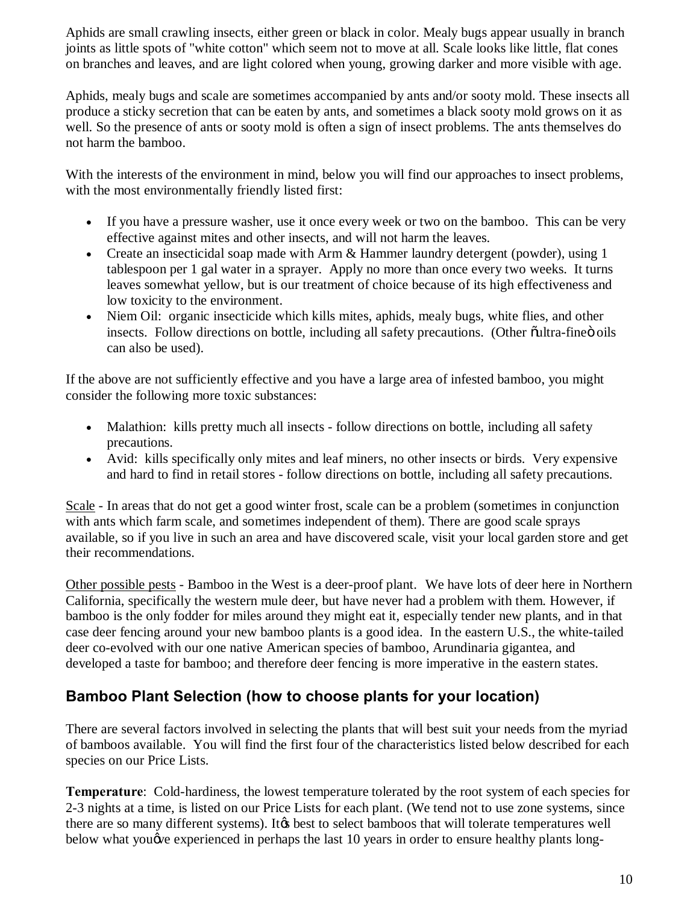Aphids are small crawling insects, either green or black in color. Mealy bugs appear usually in branch joints as little spots of "white cotton" which seem not to move at all. Scale looks like little, flat cones on branches and leaves, and are light colored when young, growing darker and more visible with age.

Aphids, mealy bugs and scale are sometimes accompanied by ants and/or sooty mold. These insects all produce a sticky secretion that can be eaten by ants, and sometimes a black sooty mold grows on it as well. So the presence of ants or sooty mold is often a sign of insect problems. The ants themselves do not harm the bamboo.

With the interests of the environment in mind, below you will find our approaches to insect problems, with the most environmentally friendly listed first:

- If you have a pressure washer, use it once every week or two on the bamboo. This can be very effective against mites and other insects, and will not harm the leaves.
- Create an insecticidal soap made with Arm & Hammer laundry detergent (powder), using 1 tablespoon per 1 gal water in a sprayer. Apply no more than once every two weeks. It turns leaves somewhat yellow, but is our treatment of choice because of its high effectiveness and low toxicity to the environment.
- Niem Oil: organic insecticide which kills mites, aphids, mealy bugs, white flies, and other insects. Follow directions on bottle, including all safety precautions. (Other õultra-fineö oils can also be used).

If the above are not sufficiently effective and you have a large area of infested bamboo, you might consider the following more toxic substances:

- Malathion: kills pretty much all insects - follow directions on bottle, including all safety precautions.
- Avid: kills specifically only mites and leaf miners, no other insects or birds. Very expensive and hard to find in retail stores - follow directions on bottle, including all safety precautions.

Scale - In areas that do not get a good winter frost, scale can be a problem (sometimes in conjunction with ants which farm scale, and sometimes independent of them). There are good scale sprays available, so if you live in such an area and have discovered scale, visit your local garden store and get their recommendations.

Other possible pests - Bamboo in the West is a deer-proof plant. We have lots of deer here in Northern California, specifically the western mule deer, but have never had a problem with them. However, if bamboo is the only fodder for miles around they might eat it, especially tender new plants, and in that case deer fencing around your new bamboo plants is a good idea. In the eastern U.S., the white-tailed deer co-evolved with our one native American species of bamboo, Arundinaria gigantea, and developed a taste for bamboo; and therefore deer fencing is more imperative in the eastern states.

## Bamboo Plant Selection (how to choose plants for your location)

There are several factors involved in selecting the plants that will best suit your needs from the myriad of bamboos available. You will find the first four of the characteristics listed below described for each species on our Price Lists.

**Temperature**: Cold-hardiness, the lowest temperature tolerated by the root system of each species for 2-3 nights at a time, is listed on our Price Lists for each plant. (We tend not to use zone systems, since there are so many different systems). Itøs best to select bamboos that will tolerate temperatures well below what youøve experienced in perhaps the last 10 years in order to ensure healthy plants long-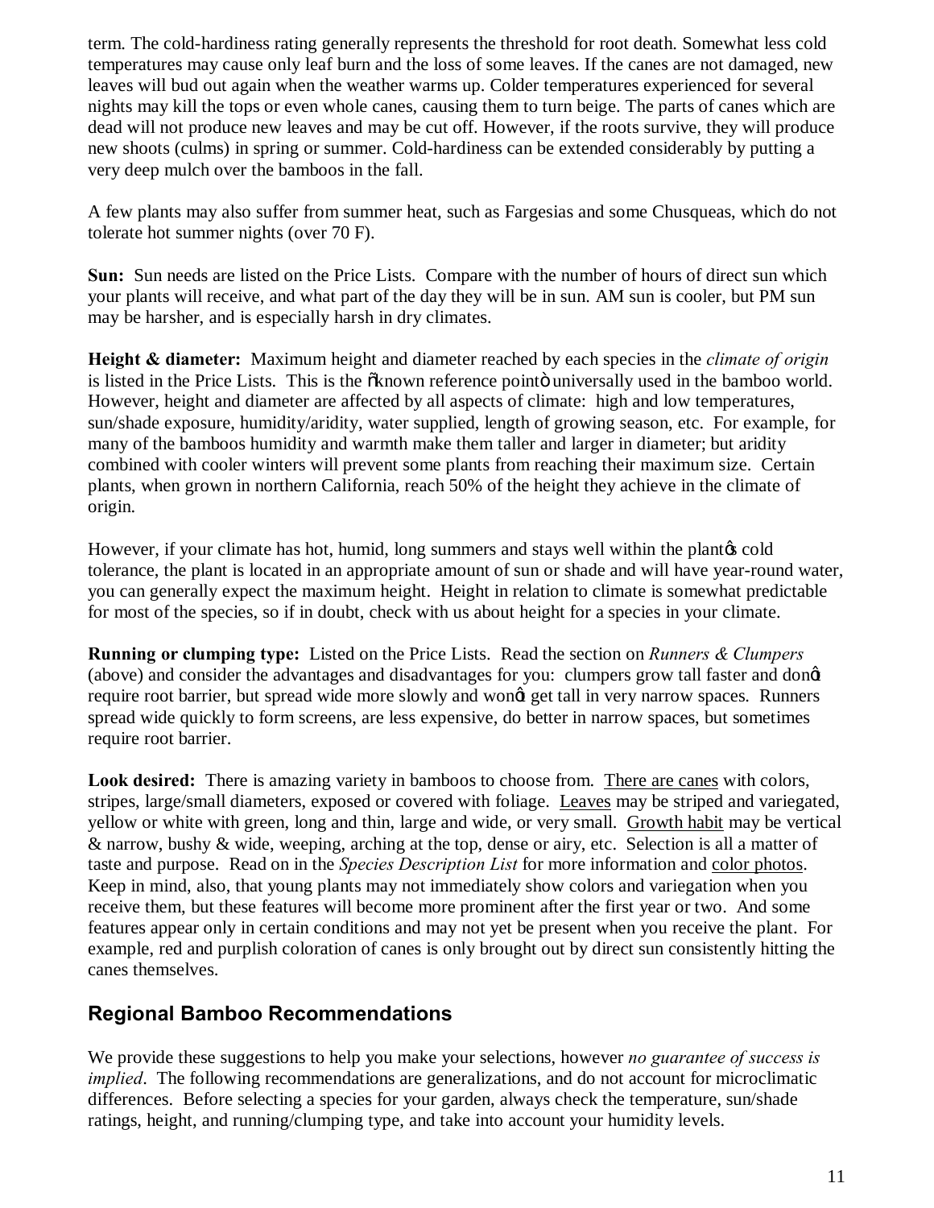term. The cold-hardiness rating generally represents the threshold for root death. Somewhat less cold temperatures may cause only leaf burn and the loss of some leaves. If the canes are not damaged, new leaves will bud out again when the weather warms up. Colder temperatures experienced for several nights may kill the tops or even whole canes, causing them to turn beige. The parts of canes which are dead will not produce new leaves and may be cut off. However, if the roots survive, they will produce new shoots (culms) in spring or summer. Cold-hardiness can be extended considerably by putting a very deep mulch over the bamboos in the fall.

A few plants may also suffer from summer heat, such as Fargesias and some Chusqueas, which do not tolerate hot summer nights (over 70 F).

**Sun:** Sun needs are listed on the Price Lists. Compare with the number of hours of direct sun which your plants will receive, and what part of the day they will be in sun. AM sun is cooler, but PM sun may be harsher, and is especially harsh in dry climates.

**Height & diameter:** Maximum height and diameter reached by each species in the *climate of origin* is listed in the Price Lists. This is the "known reference point" universally used in the bamboo world. However, height and diameter are affected by all aspects of climate: high and low temperatures, sun/shade exposure, humidity/aridity, water supplied, length of growing season, etc. For example, for many of the bamboos humidity and warmth make them taller and larger in diameter; but aridity combined with cooler winters will prevent some plants from reaching their maximum size. Certain plants, when grown in northern California, reach 50% of the height they achieve in the climate of origin.

However, if your climate has hot, humid, long summers and stays well within the plant's cold tolerance, the plant is located in an appropriate amount of sun or shade and will have year-round water, you can generally expect the maximum height. Height in relation to climate is somewhat predictable for most of the species, so if in doubt, check with us about height for a species in your climate.

**Running or clumping type:** Listed on the Price Lists. Read the section on *Runners & Clumpers* (above) and consider the advantages and disadvantages for you: clumpers grow tall faster and don't require root barrier, but spread wide more slowly and won't get tall in very narrow spaces. Runners spread wide quickly to form screens, are less expensive, do better in narrow spaces, but sometimes require root barrier.

**Look desired:** There is amazing variety in bamboos to choose from. There are canes with colors, stripes, large/small diameters, exposed or covered with foliage. Leaves may be striped and variegated, yellow or white with green, long and thin, large and wide, or very small. Growth habit may be vertical & narrow, bushy & wide, weeping, arching at the top, dense or airy, etc. Selection is all a matter of taste and purpose. Read on in the *Species Description List* for more information and color photos. Keep in mind, also, that young plants may not immediately show colors and variegation when you receive them, but these features will become more prominent after the first year or two. And some features appear only in certain conditions and may not yet be present when you receive the plant. For example, red and purplish coloration of canes is only brought out by direct sun consistently hitting the canes themselves.

## Regional Bamboo Recommendations

We provide these suggestions to help you make your selections, however *no guarantee of success is implied*. The following recommendations are generalizations, and do not account for microclimatic differences. Before selecting a species for your garden, always check the temperature, sun/shade ratings, height, and running/clumping type, and take into account your humidity levels.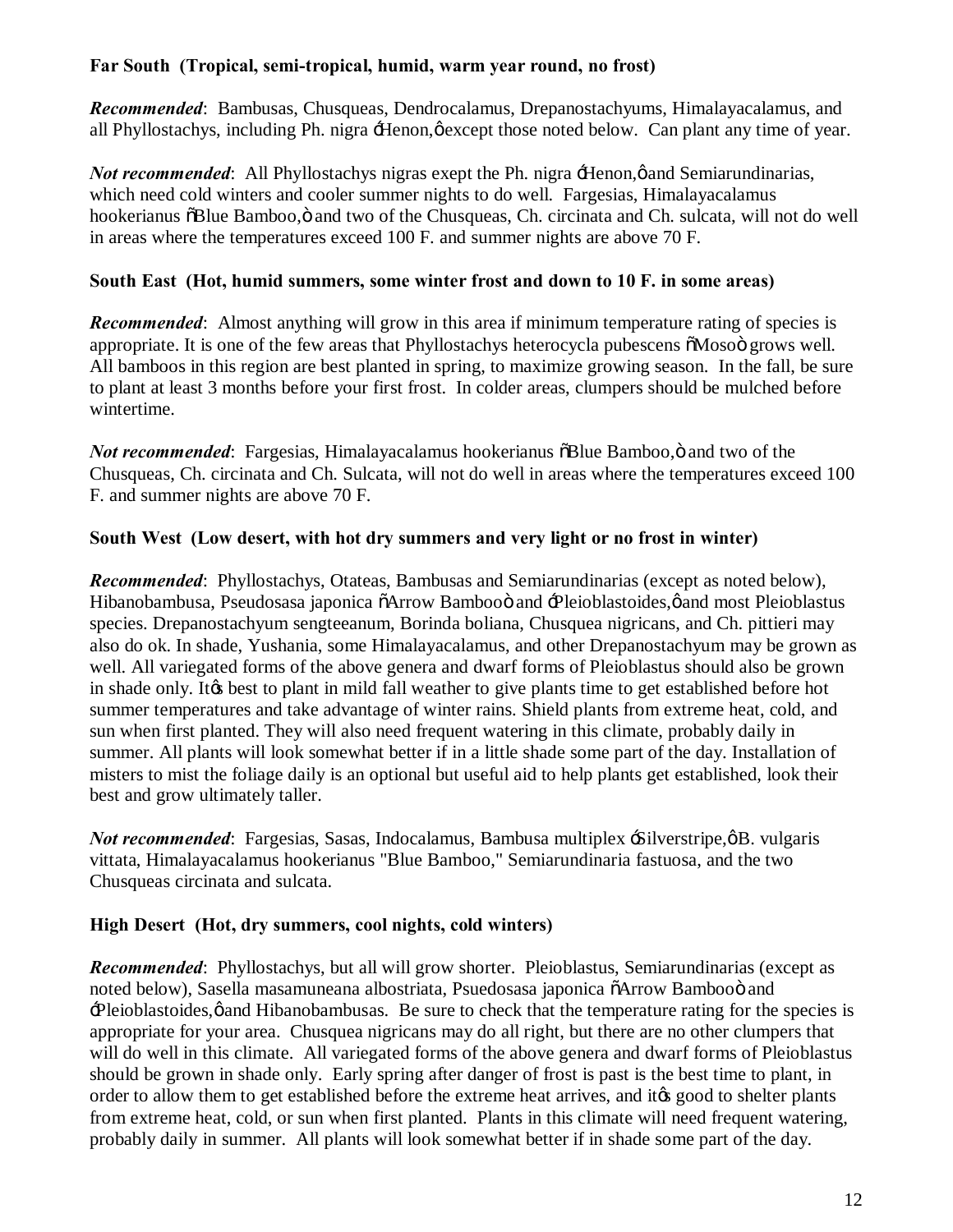**Far South (Tropical, semi-tropical, humid, warm year round, no frost)**

***Recommended***: Bambusas, Chusqueas, Dendrocalamus, Drepanostachyums, Himalayacalamus, and all Phyllostachys, including Ph. nigra ‘Henon,’ except those noted below. Can plant any time of year.

***Not recommended***: All Phyllostachys nigras exept the Ph. nigra ‘Henon,’ and Semiarundinarias, which need cold winters and cooler summer nights to do well. Fargesias, Himalayacalamus hookerianus “Blue Bamboo,” and two of the Chusqueas, Ch. circinata and Ch. sulcata, will not do well in areas where the temperatures exceed 100 F. and summer nights are above 70 F.

**South East (Hot, humid summers, some winter frost and down to 10 F. in some areas)**

***Recommended***: Almost anything will grow in this area if minimum temperature rating of species is appropriate. It is one of the few areas that Phyllostachys heterocycla pubescens “Moso” grows well. All bamboos in this region are best planted in spring, to maximize growing season. In the fall, be sure to plant at least 3 months before your first frost. In colder areas, clumpers should be mulched before wintertime.

***Not recommended***: Fargesias, Himalayacalamus hookerianus “Blue Bamboo,” and two of the Chusqueas, Ch. circinata and Ch. Sulcata, will not do well in areas where the temperatures exceed 100 F. and summer nights are above 70 F.

**South West (Low desert, with hot dry summers and very light or no frost in winter)**

***Recommended***: Phyllostachys, Otateas, Bambusas and Semiarundinarias (except as noted below), Hibanobambusa, Pseudosasa japonica “Arrow Bamboo” and ‘Pleioblastoides,’ and most Pleioblastus species. Drepanostachyum sengteeanum, Borinda boliana, Chusquea nigricans, and Ch. pittieri may also do ok. In shade, Yushania, some Himalayacalamus, and other Drepanostachyum may be grown as well. All variegated forms of the above genera and dwarf forms of Pleioblastus should also be grown in shade only. It’s best to plant in mild fall weather to give plants time to get established before hot summer temperatures and take advantage of winter rains. Shield plants from extreme heat, cold, and sun when first planted. They will also need frequent watering in this climate, probably daily in summer. All plants will look somewhat better if in a little shade some part of the day. Installation of misters to mist the foliage daily is an optional but useful aid to help plants get established, look their best and grow ultimately taller.

***Not recommended***: Fargesias, Sasas, Indocalamus, Bambusa multiplex ‘Silverstripe,’ B. vulgaris vittata, Himalayacalamus hookerianus "Blue Bamboo," Semiarundinaria fastuosa, and the two Chusqueas circinata and sulcata.

**High Desert (Hot, dry summers, cool nights, cold winters)**

***Recommended***: Phyllostachys, but all will grow shorter. Pleioblastus, Semiarundinarias (except as noted below), Sasella masamuneana albostriata, Psuedosasa japonica “Arrow Bamboo” and ‘Pleioblastoides,’ and Hibanobambusas. Be sure to check that the temperature rating for the species is appropriate for your area. Chusquea nigricans may do all right, but there are no other clumpers that will do well in this climate. All variegated forms of the above genera and dwarf forms of Pleioblastus should be grown in shade only. Early spring after danger of frost is past is the best time to plant, in order to allow them to get established before the extreme heat arrives, and it’s good to shelter plants from extreme heat, cold, or sun when first planted. Plants in this climate will need frequent watering, probably daily in summer. All plants will look somewhat better if in shade some part of the day.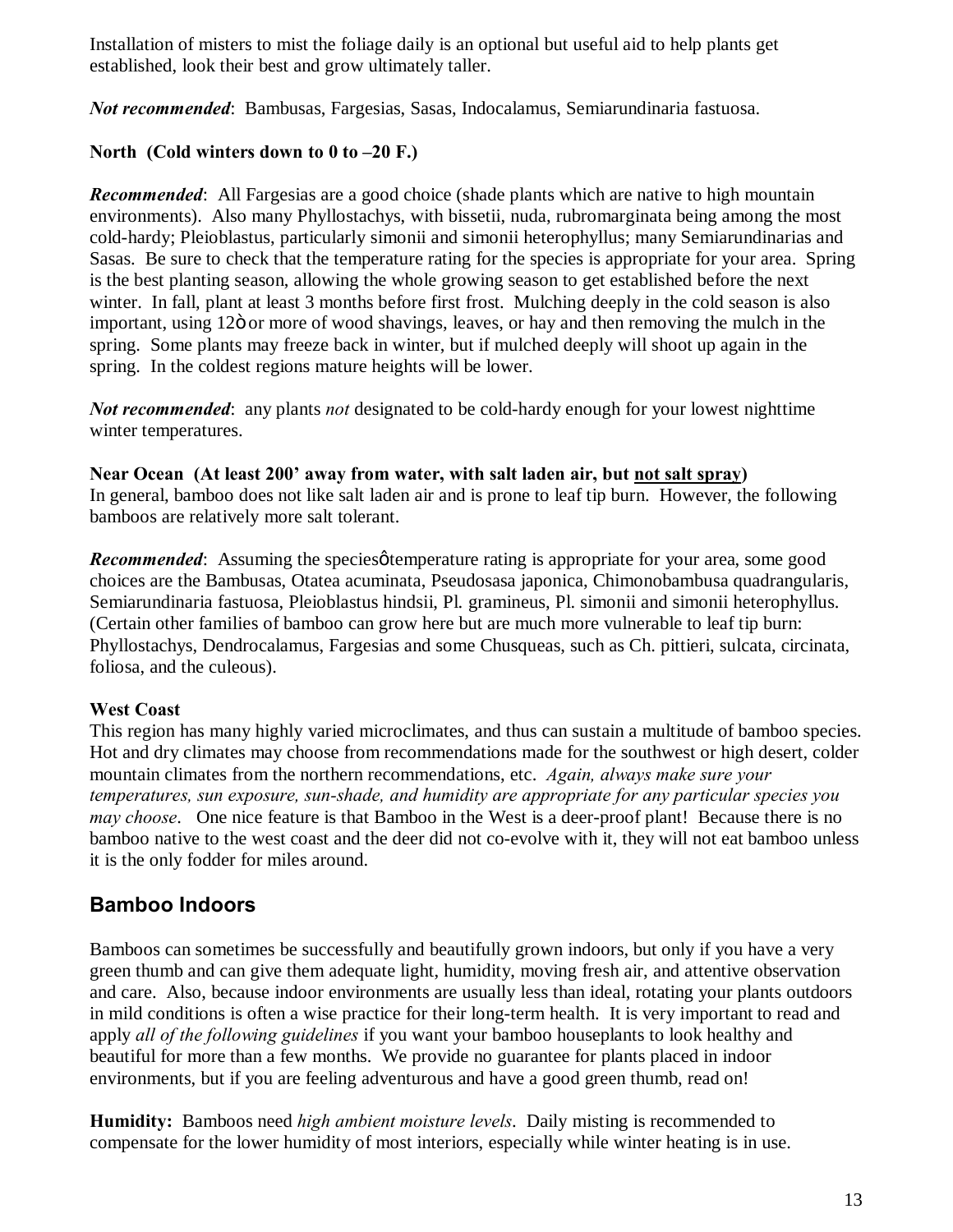Installation of misters to mist the foliage daily is an optional but useful aid to help plants get established, look their best and grow ultimately taller.

***Not recommended***: Bambusas, Fargesias, Sasas, Indocalamus, Semiarundinaria fastuosa.

**North (Cold winters down to 0 to –20 F.)**

***Recommended***: All Fargesias are a good choice (shade plants which are native to high mountain environments). Also many Phyllostachys, with bissetii, nuda, rubromarginata being among the most cold-hardy; Pleioblastus, particularly simonii and simonii heterophyllus; many Semiarundinarias and Sasas. Be sure to check that the temperature rating for the species is appropriate for your area. Spring is the best planting season, allowing the whole growing season to get established before the next winter. In fall, plant at least 3 months before first frost. Mulching deeply in the cold season is also important, using 12ö or more of wood shavings, leaves, or hay and then removing the mulch in the spring. Some plants may freeze back in winter, but if mulched deeply will shoot up again in the spring. In the coldest regions mature heights will be lower.

***Not recommended***: any plants *not* designated to be cold-hardy enough for your lowest nighttime winter temperatures.

**Near Ocean (At least 200' away from water, with salt laden air, but <u>not salt spray</u>)**
In general, bamboo does not like salt laden air and is prone to leaf tip burn. However, the following bamboos are relatively more salt tolerant.

***Recommended***: Assuming the speciesø temperature rating is appropriate for your area, some good choices are the Bambusas, Otatea acuminata, Pseudosasa japonica, Chimonobambusa quadrangularis, Semiarundinaria fastuosa, Pleioblastus hindsii, Pl. gramineus, Pl. simonii and simonii heterophyllus. (Certain other families of bamboo can grow here but are much more vulnerable to leaf tip burn: Phyllostachys, Dendrocalamus, Fargesias and some Chusqueas, such as Ch. pittieri, sulcata, circinata, foliosa, and the culeous).

**West Coast**
This region has many highly varied microclimates, and thus can sustain a multitude of bamboo species. Hot and dry climates may choose from recommendations made for the southwest or high desert, colder mountain climates from the northern recommendations, etc. *Again, always make sure your temperatures, sun exposure, sun-shade, and humidity are appropriate for any particular species you may choose*. One nice feature is that Bamboo in the West is a deer-proof plant! Because there is no bamboo native to the west coast and the deer did not co-evolve with it, they will not eat bamboo unless it is the only fodder for miles around.

## Bamboo Indoors

Bamboos can sometimes be successfully and beautifully grown indoors, but only if you have a very green thumb and can give them adequate light, humidity, moving fresh air, and attentive observation and care. Also, because indoor environments are usually less than ideal, rotating your plants outdoors in mild conditions is often a wise practice for their long-term health. It is very important to read and apply *all of the following guidelines* if you want your bamboo houseplants to look healthy and beautiful for more than a few months. We provide no guarantee for plants placed in indoor environments, but if you are feeling adventurous and have a good green thumb, read on!

**Humidity:** Bamboos need *high ambient moisture levels*. Daily misting is recommended to compensate for the lower humidity of most interiors, especially while winter heating is in use.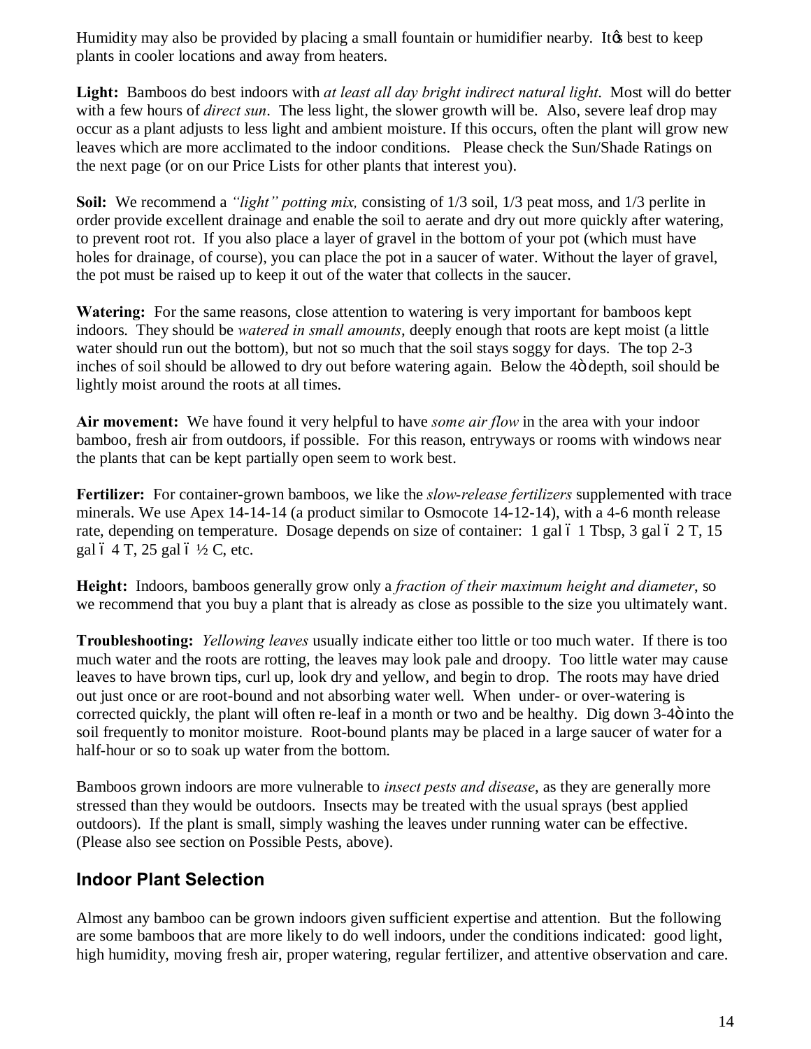Humidity may also be provided by placing a small fountain or humidifier nearby. It's best to keep plants in cooler locations and away from heaters.

**Light:** Bamboos do best indoors with *at least all day bright indirect natural light*. Most will do better with a few hours of *direct sun*. The less light, the slower growth will be. Also, severe leaf drop may occur as a plant adjusts to less light and ambient moisture. If this occurs, often the plant will grow new leaves which are more acclimated to the indoor conditions. Please check the Sun/Shade Ratings on the next page (or on our Price Lists for other plants that interest you).

**Soil:** We recommend a *"light" potting mix,* consisting of 1/3 soil, 1/3 peat moss, and 1/3 perlite in order provide excellent drainage and enable the soil to aerate and dry out more quickly after watering, to prevent root rot. If you also place a layer of gravel in the bottom of your pot (which must have holes for drainage, of course), you can place the pot in a saucer of water. Without the layer of gravel, the pot must be raised up to keep it out of the water that collects in the saucer.

**Watering:** For the same reasons, close attention to watering is very important for bamboos kept indoors. They should be *watered in small amounts*, deeply enough that roots are kept moist (a little water should run out the bottom), but not so much that the soil stays soggy for days. The top 2-3 inches of soil should be allowed to dry out before watering again. Below the 4" depth, soil should be lightly moist around the roots at all times.

**Air movement:** We have found it very helpful to have *some air flow* in the area with your indoor bamboo, fresh air from outdoors, if possible. For this reason, entryways or rooms with windows near the plants that can be kept partially open seem to work best.

**Fertilizer:** For container-grown bamboos, we like the *slow-release fertilizers* supplemented with trace minerals. We use Apex 14-14-14 (a product similar to Osmocote 14-12-14), with a 4-6 month release rate, depending on temperature. Dosage depends on size of container: 1 gal – 1 Tbsp, 3 gal – 2 T, 15 gal – 4 T, 25 gal – ½ C, etc.

**Height:** Indoors, bamboos generally grow only a *fraction of their maximum height and diameter*, so we recommend that you buy a plant that is already as close as possible to the size you ultimately want.

**Troubleshooting:** *Yellowing leaves* usually indicate either too little or too much water. If there is too much water and the roots are rotting, the leaves may look pale and droopy. Too little water may cause leaves to have brown tips, curl up, look dry and yellow, and begin to drop. The roots may have dried out just once or are root-bound and not absorbing water well. When under- or over-watering is corrected quickly, the plant will often re-leaf in a month or two and be healthy. Dig down 3-4" into the soil frequently to monitor moisture. Root-bound plants may be placed in a large saucer of water for a half-hour or so to soak up water from the bottom.

Bamboos grown indoors are more vulnerable to *insect pests and disease*, as they are generally more stressed than they would be outdoors. Insects may be treated with the usual sprays (best applied outdoors). If the plant is small, simply washing the leaves under running water can be effective. (Please also see section on Possible Pests, above).

## Indoor Plant Selection

Almost any bamboo can be grown indoors given sufficient expertise and attention. But the following are some bamboos that are more likely to do well indoors, under the conditions indicated: good light, high humidity, moving fresh air, proper watering, regular fertilizer, and attentive observation and care.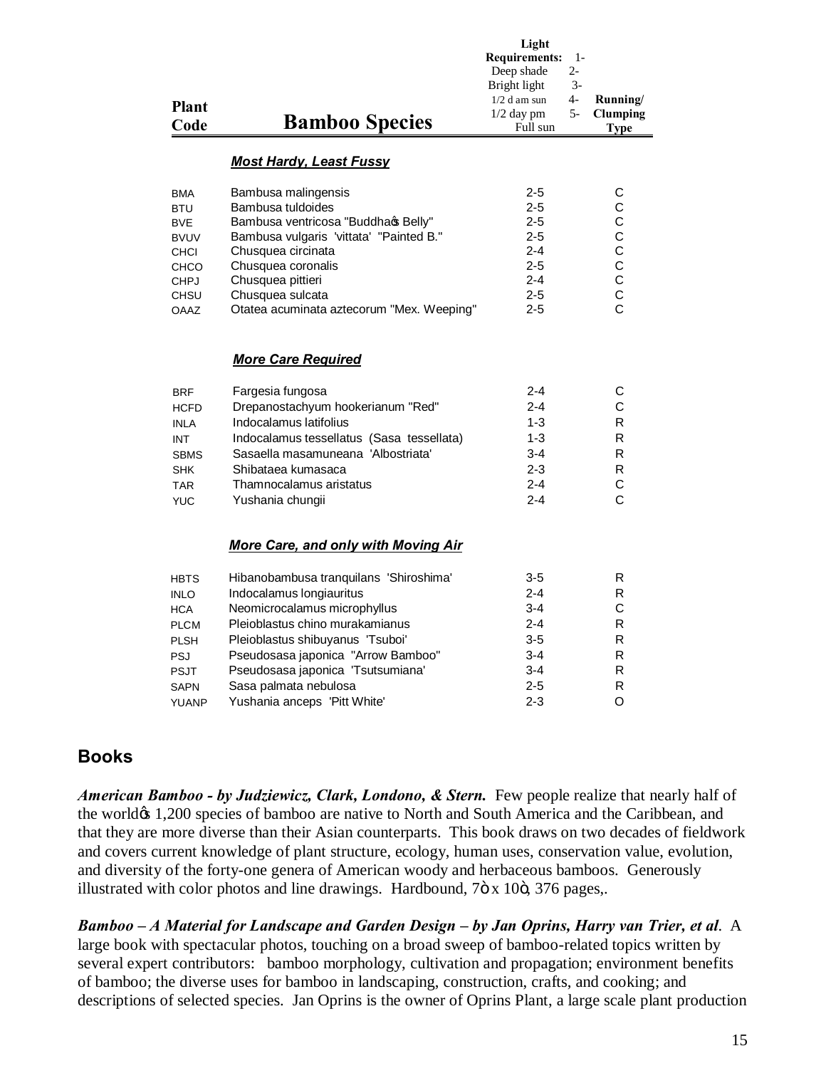| Plant Code | Bamboo Species | Light Requirements: 1- Deep shade 2- Bright light 3- 1/2 d am sun 4- 1/2 day pm 5- Full sun | Running/ Clumping Type |
|---|---|---|---|
| | ***Most Hardy, Least Fussy*** | | |
| BMA | Bambusa malingensis | 2-5 | C |
| BTU | Bambusa tuldoides | 2-5 | C |
| BVE | Bambusa ventricosa "Buddha's Belly" | 2-5 | C |
| BVUV | Bambusa vulgaris 'vittata' "Painted B." | 2-5 | C |
| CHCI | Chusquea circinata | 2-4 | C |
| CHCO | Chusquea coronalis | 2-5 | C |
| CHPJ | Chusquea pittieri | 2-4 | C |
| CHSU | Chusquea sulcata | 2-5 | C |
| OAAZ | Otatea acuminata aztecorum "Mex. Weeping" | 2-5 | C |
| | ***More Care Required*** | | |
| BRF | Fargesia fungosa | 2-4 | C |
| HCFD | Drepanostachyum hookerianum "Red" | 2-4 | C |
| INLA | Indocalamus latifolius | 1-3 | R |
| INT | Indocalamus tessellatus (Sasa tessellata) | 1-3 | R |
| SBMS | Sasaella masamuneana 'Albostriata' | 3-4 | R |
| SHK | Shibataea kumasaca | 2-3 | R |
| TAR | Thamnocalamus aristatus | 2-4 | C |
| YUC | Yushania chungii | 2-4 | C |
| | ***More Care, and only with Moving Air*** | | |
| HBTS | Hibanobambusa tranquilans 'Shiroshima' | 3-5 | R |
| INLO | Indocalamus longiauritus | 2-4 | R |
| HCA | Neomicrocalamus microphyllus | 3-4 | C |
| PLCM | Pleioblastus chino murakamianus | 2-4 | R |
| PLSH | Pleioblastus shibuyanus 'Tsuboi' | 3-5 | R |
| PSJ | Pseudosasa japonica "Arrow Bamboo" | 3-4 | R |
| PSJT | Pseudosasa japonica 'Tsutsumiana' | 3-4 | R |
| SAPN | Sasa palmata nebulosa | 2-5 | R |
| YUANP | Yushania anceps 'Pitt White' | 2-3 | O |

## Books

***American Bamboo - by Judziewicz, Clark, Londono, & Stern.*** Few people realize that nearly half of the world's 1,200 species of bamboo are native to North and South America and the Caribbean, and that they are more diverse than their Asian counterparts. This book draws on two decades of fieldwork and covers current knowledge of plant structure, ecology, human uses, conservation value, evolution, and diversity of the forty-one genera of American woody and herbaceous bamboos. Generously illustrated with color photos and line drawings. Hardbound, 7" x 10", 376 pages,.

***Bamboo – A Material for Landscape and Garden Design – by Jan Oprins, Harry van Trier, et al***. A large book with spectacular photos, touching on a broad sweep of bamboo-related topics written by several expert contributors: bamboo morphology, cultivation and propagation; environment benefits of bamboo; the diverse uses for bamboo in landscaping, construction, crafts, and cooking; and descriptions of selected species. Jan Oprins is the owner of Oprins Plant, a large scale plant production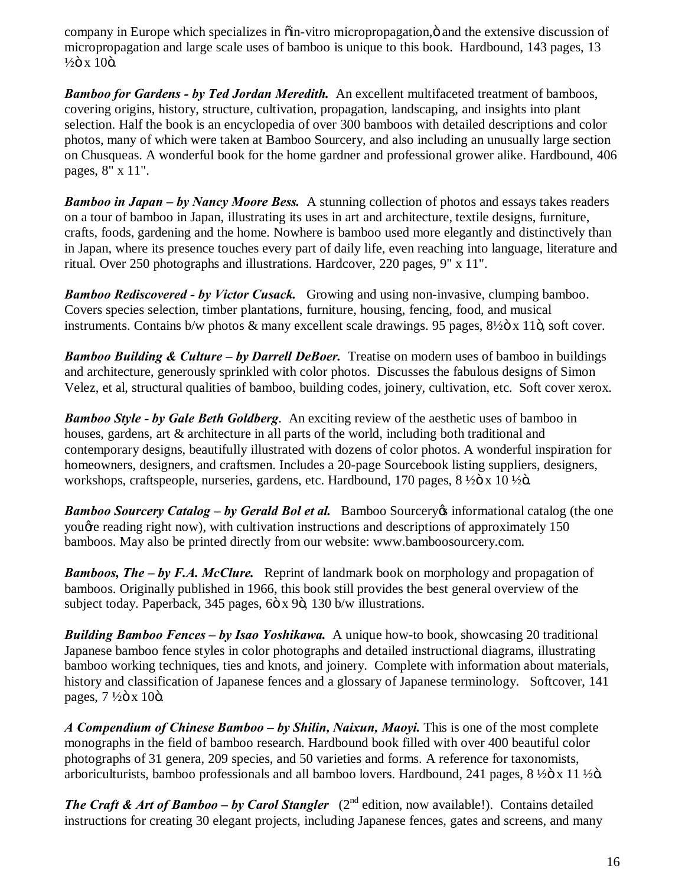company in Europe which specializes in õin-vitro micropropagation,ö and the extensive discussion of micropropagation and large scale uses of bamboo is unique to this book. Hardbound, 143 pages, 13 ½ö x 10ö.

***Bamboo for Gardens - by Ted Jordan Meredith.*** An excellent multifaceted treatment of bamboos, covering origins, history, structure, cultivation, propagation, landscaping, and insights into plant selection. Half the book is an encyclopedia of over 300 bamboos with detailed descriptions and color photos, many of which were taken at Bamboo Sourcery, and also including an unusually large section on Chusqueas. A wonderful book for the home gardner and professional grower alike. Hardbound, 406 pages, 8" x 11".

***Bamboo in Japan – by Nancy Moore Bess.*** A stunning collection of photos and essays takes readers on a tour of bamboo in Japan, illustrating its uses in art and architecture, textile designs, furniture, crafts, foods, gardening and the home. Nowhere is bamboo used more elegantly and distinctively than in Japan, where its presence touches every part of daily life, even reaching into language, literature and ritual. Over 250 photographs and illustrations. Hardcover, 220 pages, 9" x 11".

***Bamboo Rediscovered - by Victor Cusack.*** Growing and using non-invasive, clumping bamboo. Covers species selection, timber plantations, furniture, housing, fencing, food, and musical instruments. Contains b/w photos & many excellent scale drawings. 95 pages, 8½ö x 11ö, soft cover.

***Bamboo Building & Culture – by Darrell DeBoer.*** Treatise on modern uses of bamboo in buildings and architecture, generously sprinkled with color photos. Discusses the fabulous designs of Simon Velez, et al, structural qualities of bamboo, building codes, joinery, cultivation, etc. Soft cover xerox.

***Bamboo Style - by Gale Beth Goldberg***. An exciting review of the aesthetic uses of bamboo in houses, gardens, art & architecture in all parts of the world, including both traditional and contemporary designs, beautifully illustrated with dozens of color photos. A wonderful inspiration for homeowners, designers, and craftsmen. Includes a 20-page Sourcebook listing suppliers, designers, workshops, craftspeople, nurseries, gardens, etc. Hardbound, 170 pages, 8 ½ö x 10 ½ö.

***Bamboo Sourcery Catalog – by Gerald Bol et al.*** Bamboo Sourceryøs informational catalog (the one youøre reading right now), with cultivation instructions and descriptions of approximately 150 bamboos. May also be printed directly from our website: www.bamboosourcery.com.

***Bamboos, The – by F.A. McClure.*** Reprint of landmark book on morphology and propagation of bamboos. Originally published in 1966, this book still provides the best general overview of the subject today. Paperback, 345 pages, 6ö x 9ö, 130 b/w illustrations.

***Building Bamboo Fences – by Isao Yoshikawa.*** A unique how-to book, showcasing 20 traditional Japanese bamboo fence styles in color photographs and detailed instructional diagrams, illustrating bamboo working techniques, ties and knots, and joinery. Complete with information about materials, history and classification of Japanese fences and a glossary of Japanese terminology. Softcover, 141 pages, 7 ½ö x 10ö.

***A Compendium of Chinese Bamboo – by Shilin, Naixun, Maoyi.*** This is one of the most complete monographs in the field of bamboo research. Hardbound book filled with over 400 beautiful color photographs of 31 genera, 209 species, and 50 varieties and forms. A reference for taxonomists, arboriculturists, bamboo professionals and all bamboo lovers. Hardbound, 241 pages, 8 ½ö x 11 ½ö.

***The Craft & Art of Bamboo – by Carol Stangler*** (2nd edition, now available!). Contains detailed instructions for creating 30 elegant projects, including Japanese fences, gates and screens, and many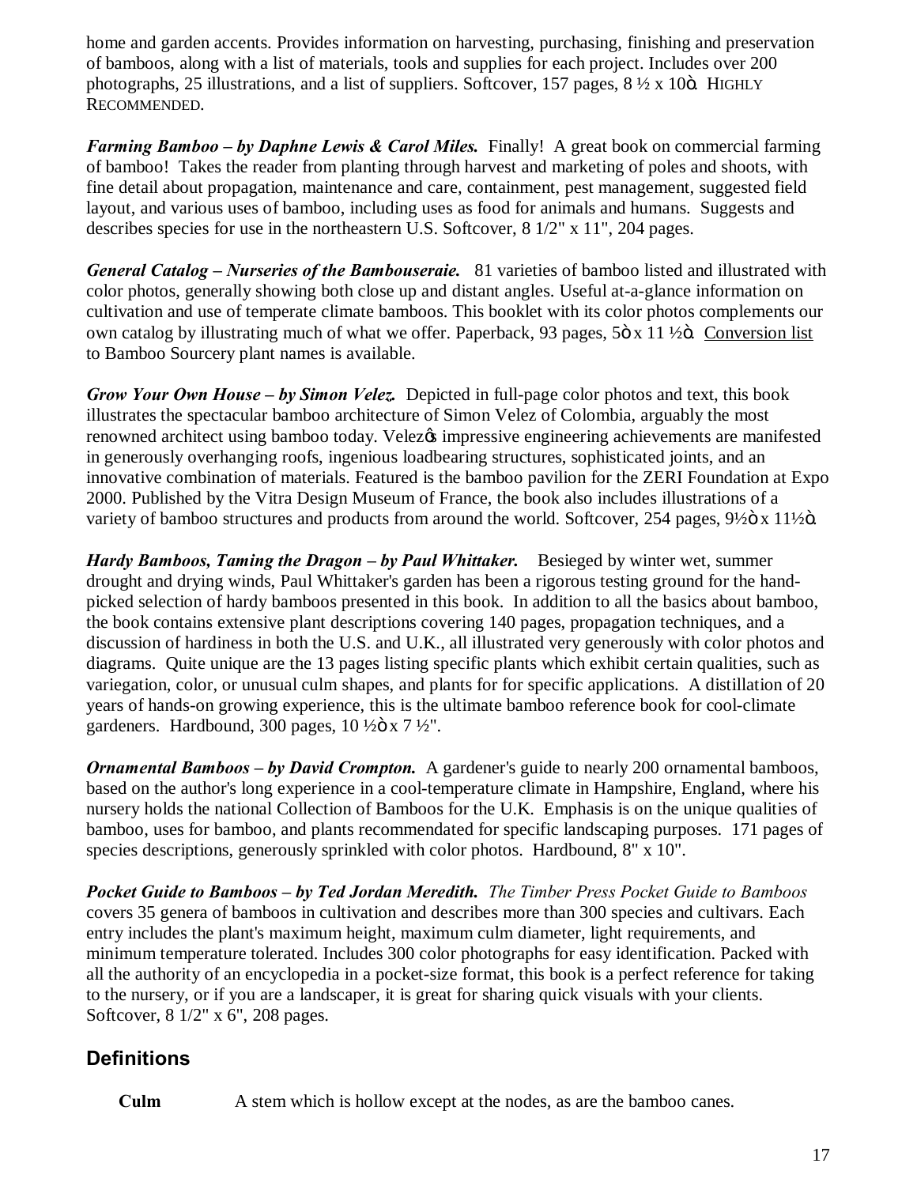home and garden accents. Provides information on harvesting, purchasing, finishing and preservation of bamboos, along with a list of materials, tools and supplies for each project. Includes over 200 photographs, 25 illustrations, and a list of suppliers. Softcover, 157 pages, 8 ½ x 10ö. HIGHLY RECOMMENDED.

***Farming Bamboo – by Daphne Lewis & Carol Miles.*** Finally! A great book on commercial farming of bamboo! Takes the reader from planting through harvest and marketing of poles and shoots, with fine detail about propagation, maintenance and care, containment, pest management, suggested field layout, and various uses of bamboo, including uses as food for animals and humans. Suggests and describes species for use in the northeastern U.S. Softcover, 8 1/2" x 11", 204 pages.

***General Catalog – Nurseries of the Bambouseraie.*** 81 varieties of bamboo listed and illustrated with color photos, generally showing both close up and distant angles. Useful at-a-glance information on cultivation and use of temperate climate bamboos. This booklet with its color photos complements our own catalog by illustrating much of what we offer. Paperback, 93 pages, 5ö x 11 ½ö. Conversion list to Bamboo Sourcery plant names is available.

***Grow Your Own House – by Simon Velez.*** Depicted in full-page color photos and text, this book illustrates the spectacular bamboo architecture of Simon Velez of Colombia, arguably the most renowned architect using bamboo today. Velezøs impressive engineering achievements are manifested in generously overhanging roofs, ingenious loadbearing structures, sophisticated joints, and an innovative combination of materials. Featured is the bamboo pavilion for the ZERI Foundation at Expo 2000. Published by the Vitra Design Museum of France, the book also includes illustrations of a variety of bamboo structures and products from around the world. Softcover, 254 pages, 9½ö x 11½ö.

***Hardy Bamboos, Taming the Dragon – by Paul Whittaker.*** Besieged by winter wet, summer drought and drying winds, Paul Whittaker's garden has been a rigorous testing ground for the hand-picked selection of hardy bamboos presented in this book. In addition to all the basics about bamboo, the book contains extensive plant descriptions covering 140 pages, propagation techniques, and a discussion of hardiness in both the U.S. and U.K., all illustrated very generously with color photos and diagrams. Quite unique are the 13 pages listing specific plants which exhibit certain qualities, such as variegation, color, or unusual culm shapes, and plants for for specific applications. A distillation of 20 years of hands-on growing experience, this is the ultimate bamboo reference book for cool-climate gardeners. Hardbound, 300 pages, 10 ½ö x 7 ½".

***Ornamental Bamboos – by David Crompton.*** A gardener's guide to nearly 200 ornamental bamboos, based on the author's long experience in a cool-temperature climate in Hampshire, England, where his nursery holds the national Collection of Bamboos for the U.K. Emphasis is on the unique qualities of bamboo, uses for bamboo, and plants recommendated for specific landscaping purposes. 171 pages of species descriptions, generously sprinkled with color photos. Hardbound, 8" x 10".

***Pocket Guide to Bamboos – by Ted Jordan Meredith.*** *The Timber Press Pocket Guide to Bamboos* covers 35 genera of bamboos in cultivation and describes more than 300 species and cultivars. Each entry includes the plant's maximum height, maximum culm diameter, light requirements, and minimum temperature tolerated. Includes 300 color photographs for easy identification. Packed with all the authority of an encyclopedia in a pocket-size format, this book is a perfect reference for taking to the nursery, or if you are a landscaper, it is great for sharing quick visuals with your clients. Softcover, 8 1/2" x 6", 208 pages.

## Definitions

**Culm** A stem which is hollow except at the nodes, as are the bamboo canes.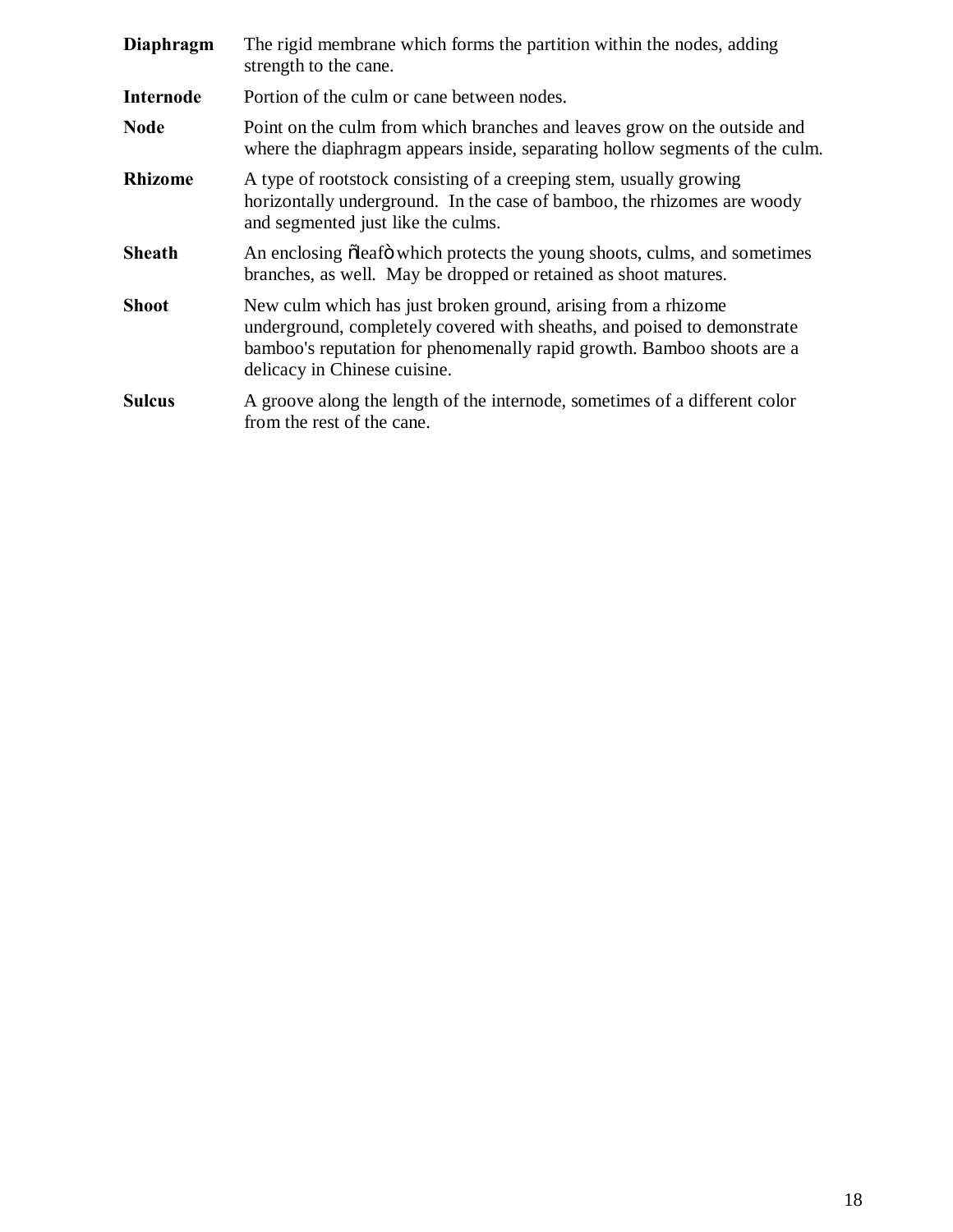**Diaphragm** The rigid membrane which forms the partition within the nodes, adding strength to the cane.

**Internode** Portion of the culm or cane between nodes.

**Node** Point on the culm from which branches and leaves grow on the outside and where the diaphragm appears inside, separating hollow segments of the culm.

**Rhizome** A type of rootstock consisting of a creeping stem, usually growing horizontally underground. In the case of bamboo, the rhizomes are woody and segmented just like the culms.

**Sheath** An enclosing õleafö which protects the young shoots, culms, and sometimes branches, as well. May be dropped or retained as shoot matures.

**Shoot** New culm which has just broken ground, arising from a rhizome underground, completely covered with sheaths, and poised to demonstrate bamboo's reputation for phenomenally rapid growth. Bamboo shoots are a delicacy in Chinese cuisine.

**Sulcus** A groove along the length of the internode, sometimes of a different color from the rest of the cane.